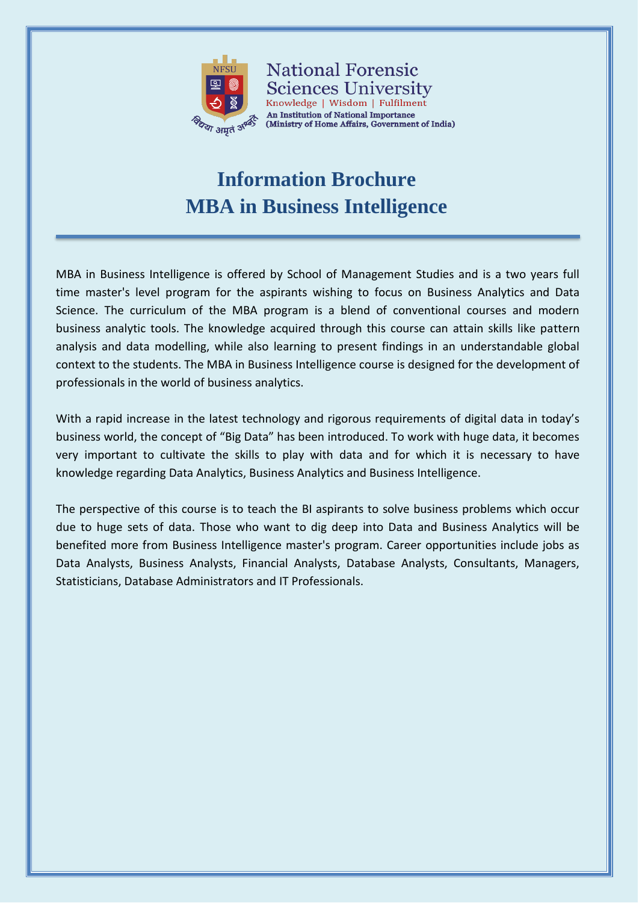National Forensic Sciences University

Knowledge | Wisdom | Fulfilment

An Institution of National Importance

(Ministry of Home Affairs, Government of India)

# Information Brochure
# MBA in Business Intelligence

MBA in Business Intelligence is offered by School of Management Studies and is a two years full time master's level program for the aspirants wishing to focus on Business Analytics and Data Science. The curriculum of the MBA program is a blend of conventional courses and modern business analytic tools. The knowledge acquired through this course can attain skills like pattern analysis and data modelling, while also learning to present findings in an understandable global context to the students. The MBA in Business Intelligence course is designed for the development of professionals in the world of business analytics.

With a rapid increase in the latest technology and rigorous requirements of digital data in today's business world, the concept of "Big Data" has been introduced. To work with huge data, it becomes very important to cultivate the skills to play with data and for which it is necessary to have knowledge regarding Data Analytics, Business Analytics and Business Intelligence.

The perspective of this course is to teach the BI aspirants to solve business problems which occur due to huge sets of data. Those who want to dig deep into Data and Business Analytics will be benefited more from Business Intelligence master's program. Career opportunities include jobs as Data Analysts, Business Analysts, Financial Analysts, Database Analysts, Consultants, Managers, Statisticians, Database Administrators and IT Professionals.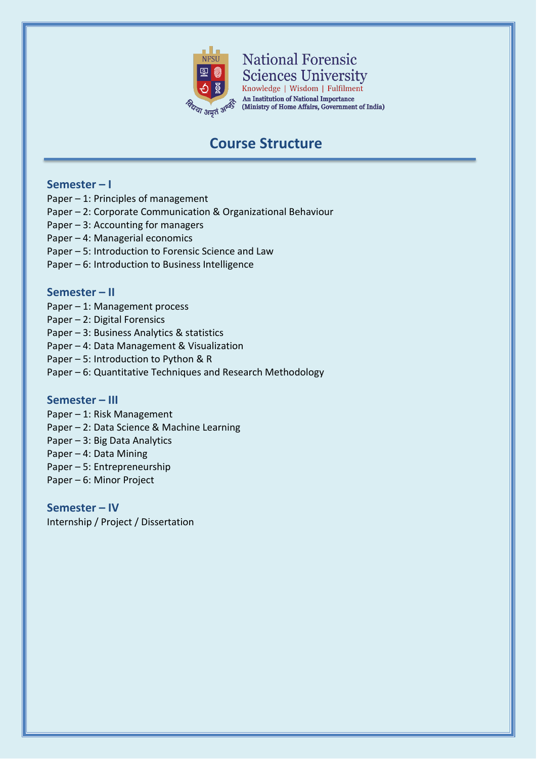National Forensic Sciences University
Knowledge | Wisdom | Fulfilment
An Institution of National Importance
(Ministry of Home Affairs, Government of India)

# Course Structure

## Semester – I

Paper – 1: Principles of management
Paper – 2: Corporate Communication & Organizational Behaviour
Paper – 3: Accounting for managers
Paper – 4: Managerial economics
Paper – 5: Introduction to Forensic Science and Law
Paper – 6: Introduction to Business Intelligence

## Semester – II

Paper – 1: Management process
Paper – 2: Digital Forensics
Paper – 3: Business Analytics & statistics
Paper – 4: Data Management & Visualization
Paper – 5: Introduction to Python & R
Paper – 6: Quantitative Techniques and Research Methodology

## Semester – III

Paper – 1: Risk Management
Paper – 2: Data Science & Machine Learning
Paper – 3: Big Data Analytics
Paper – 4: Data Mining
Paper – 5: Entrepreneurship
Paper – 6: Minor Project

## Semester – IV

Internship / Project / Dissertation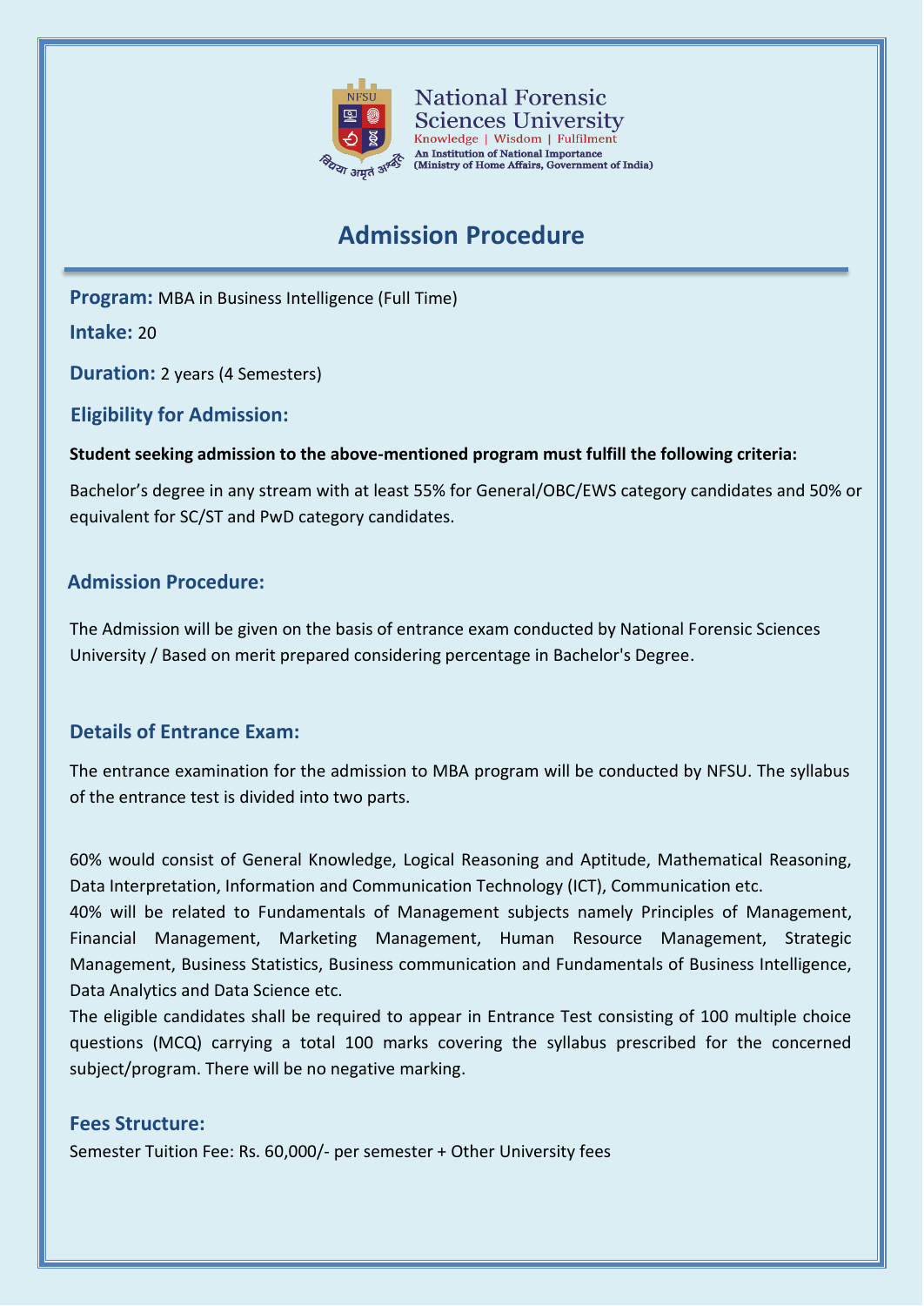National Forensic Sciences University

Knowledge | Wisdom | Fulfilment

An Institution of National Importance
(Ministry of Home Affairs, Government of India)

# Admission Procedure

**Program:** MBA in Business Intelligence (Full Time)

**Intake:** 20

**Duration:** 2 years (4 Semesters)

## Eligibility for Admission:

**Student seeking admission to the above-mentioned program must fulfill the following criteria:**

Bachelor's degree in any stream with at least 55% for General/OBC/EWS category candidates and 50% or equivalent for SC/ST and PwD category candidates.

## Admission Procedure:

The Admission will be given on the basis of entrance exam conducted by National Forensic Sciences University / Based on merit prepared considering percentage in Bachelor's Degree.

## Details of Entrance Exam:

The entrance examination for the admission to MBA program will be conducted by NFSU. The syllabus of the entrance test is divided into two parts.

60% would consist of General Knowledge, Logical Reasoning and Aptitude, Mathematical Reasoning, Data Interpretation, Information and Communication Technology (ICT), Communication etc.

40% will be related to Fundamentals of Management subjects namely Principles of Management, Financial Management, Marketing Management, Human Resource Management, Strategic Management, Business Statistics, Business communication and Fundamentals of Business Intelligence, Data Analytics and Data Science etc.

The eligible candidates shall be required to appear in Entrance Test consisting of 100 multiple choice questions (MCQ) carrying a total 100 marks covering the syllabus prescribed for the concerned subject/program. There will be no negative marking.

## Fees Structure:

Semester Tuition Fee: Rs. 60,000/- per semester + Other University fees